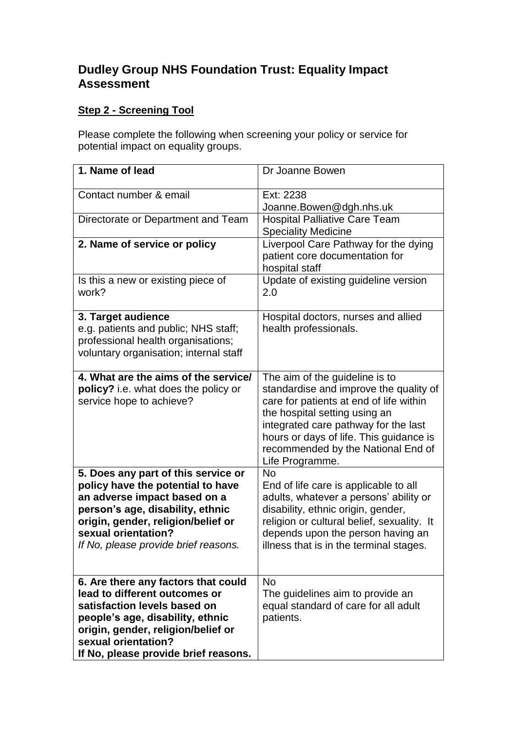# Dudley Group NHS Foundation Trust: Equality Impact Assessment

**<u>Step 2 - Screening Tool</u>**

Please complete the following when screening your policy or service for potential impact on equality groups.

| **1. Name of lead** | Dr Joanne Bowen |
|---|---|
| Contact number & email | Ext: 2238<br>Joanne.Bowen@dgh.nhs.uk |
| Directorate or Department and Team | Hospital Palliative Care Team<br>Speciality Medicine |
| **2. Name of service or policy** | Liverpool Care Pathway for the dying patient core documentation for hospital staff |
| Is this a new or existing piece of work? | Update of existing guideline version 2.0 |
| **3. Target audience**<br>e.g. patients and public; NHS staff; professional health organisations; voluntary organisation; internal staff | Hospital doctors, nurses and allied health professionals. |
| **4. What are the aims of the service/ policy?** i.e. what does the policy or service hope to achieve? | The aim of the guideline is to standardise and improve the quality of care for patients at end of life within the hospital setting using an integrated care pathway for the last hours or days of life. This guidance is recommended by the National End of Life Programme. |
| **5. Does any part of this service or policy have the potential to have an adverse impact based on a person's age, disability, ethnic origin, gender, religion/belief or sexual orientation?**<br>*If No, please provide brief reasons.* | No<br>End of life care is applicable to all adults, whatever a persons' ability or disability, ethnic origin, gender, religion or cultural belief, sexuality. It depends upon the person having an illness that is in the terminal stages. |
| **6. Are there any factors that could lead to different outcomes or satisfaction levels based on people's age, disability, ethnic origin, gender, religion/belief or sexual orientation?**<br>**If No, please provide brief reasons.** | No<br>The guidelines aim to provide an equal standard of care for all adult patients. |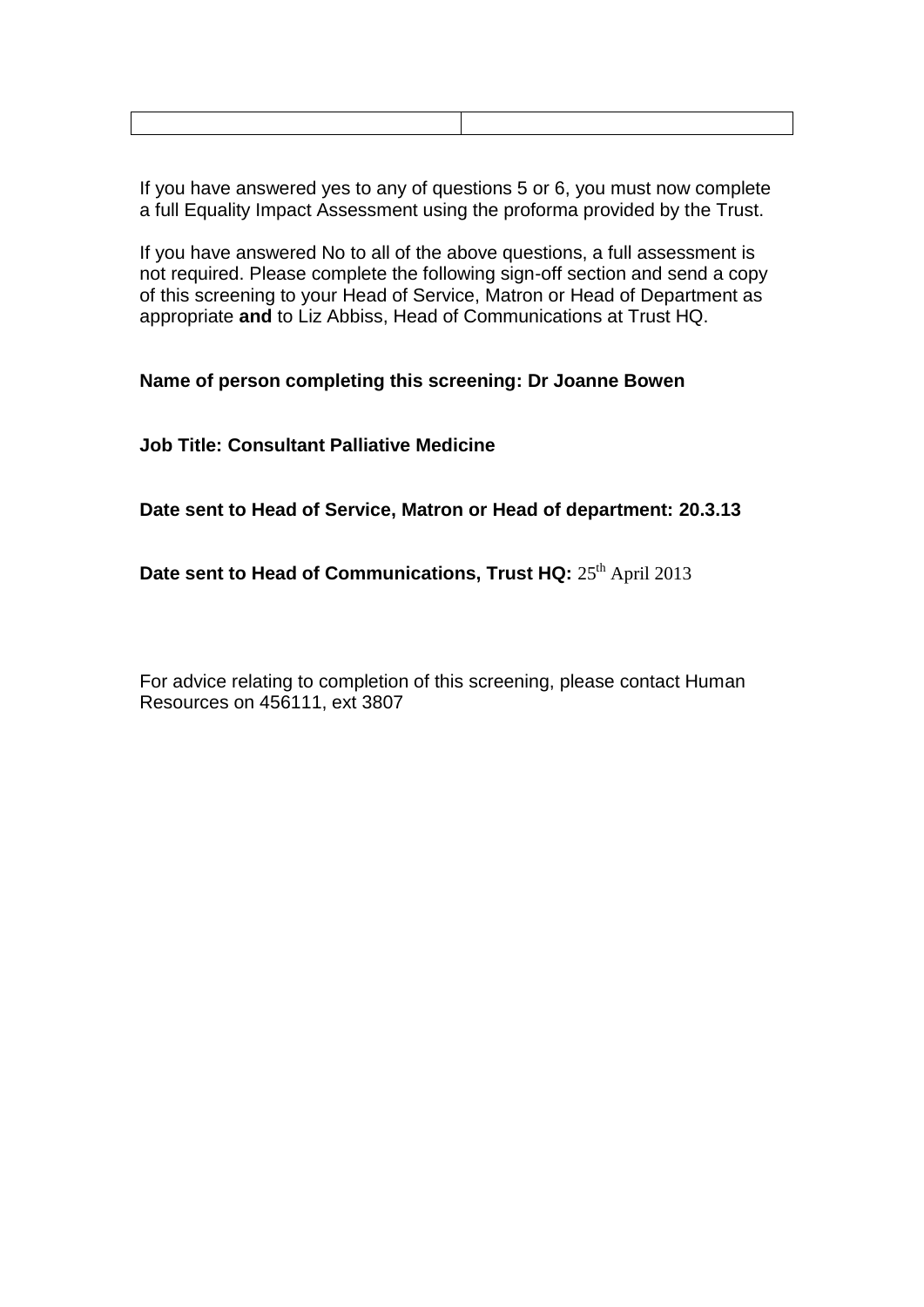| | |
|---|---|
| | |

If you have answered yes to any of questions 5 or 6, you must now complete a full Equality Impact Assessment using the proforma provided by the Trust.

If you have answered No to all of the above questions, a full assessment is not required. Please complete the following sign-off section and send a copy of this screening to your Head of Service, Matron or Head of Department as appropriate **and** to Liz Abbiss, Head of Communications at Trust HQ.

**Name of person completing this screening: Dr Joanne Bowen**

**Job Title: Consultant Palliative Medicine**

**Date sent to Head of Service, Matron or Head of department: 20.3.13**

**Date sent to Head of Communications, Trust HQ:** 25th April 2013

For advice relating to completion of this screening, please contact Human Resources on 456111, ext 3807